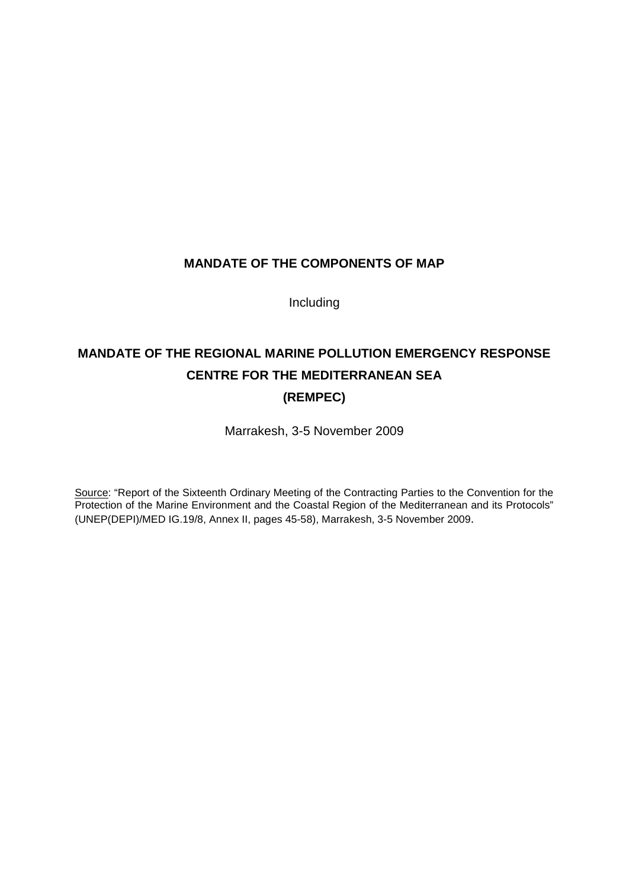# MANDATE OF THE COMPONENTS OF MAP

Including

# MANDATE OF THE REGIONAL MARINE POLLUTION EMERGENCY RESPONSE CENTRE FOR THE MEDITERRANEAN SEA (REMPEC)

Marrakesh, 3-5 November 2009

Source: "Report of the Sixteenth Ordinary Meeting of the Contracting Parties to the Convention for the Protection of the Marine Environment and the Coastal Region of the Mediterranean and its Protocols" (UNEP(DEPI)/MED IG.19/8, Annex II, pages 45-58), Marrakesh, 3-5 November 2009.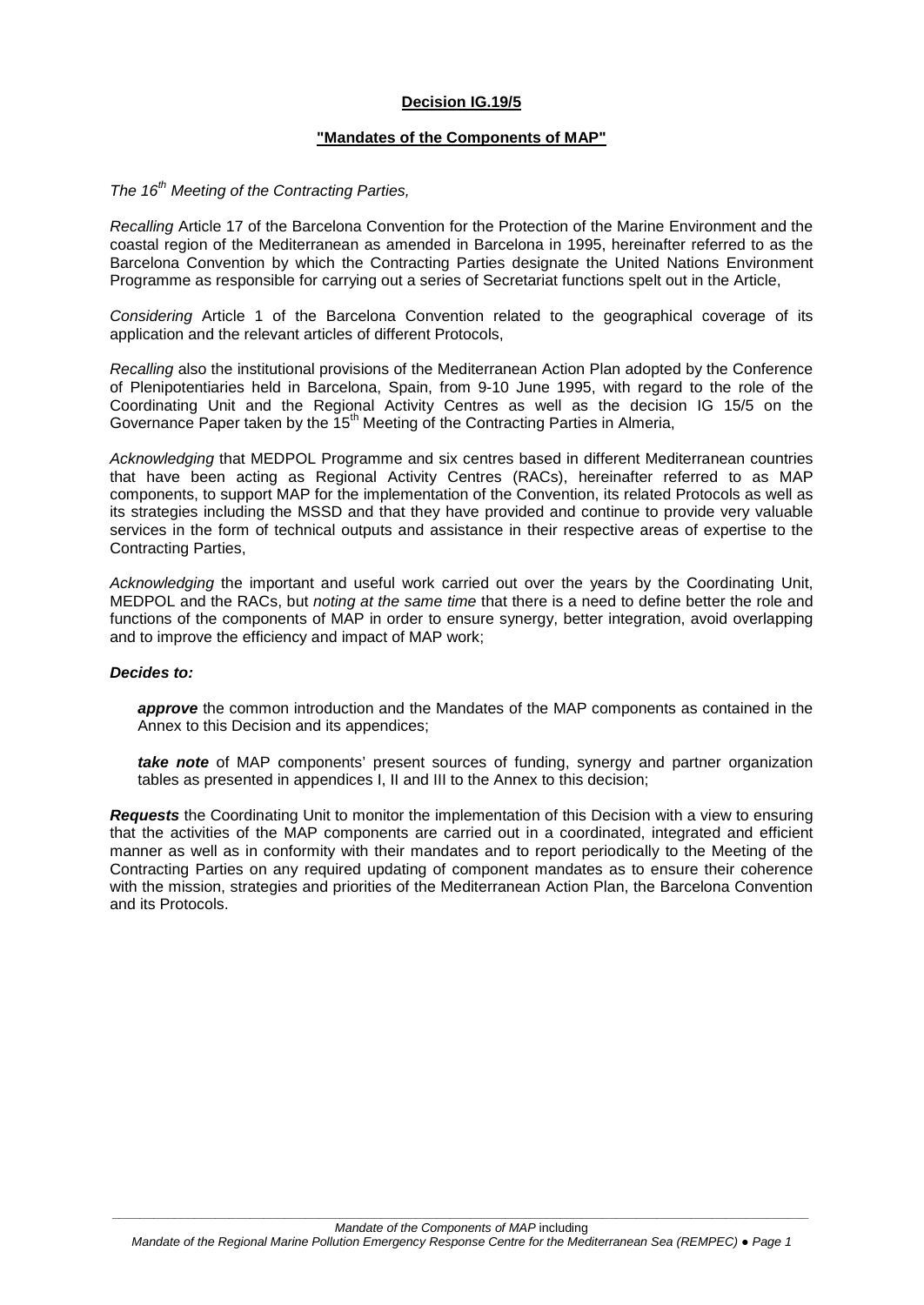**Decision IG.19/5**

**"Mandates of the Components of MAP"**

*The 16th Meeting of the Contracting Parties,*

*Recalling* Article 17 of the Barcelona Convention for the Protection of the Marine Environment and the coastal region of the Mediterranean as amended in Barcelona in 1995, hereinafter referred to as the Barcelona Convention by which the Contracting Parties designate the United Nations Environment Programme as responsible for carrying out a series of Secretariat functions spelt out in the Article,

*Considering* Article 1 of the Barcelona Convention related to the geographical coverage of its application and the relevant articles of different Protocols,

*Recalling* also the institutional provisions of the Mediterranean Action Plan adopted by the Conference of Plenipotentiaries held in Barcelona, Spain, from 9-10 June 1995, with regard to the role of the Coordinating Unit and the Regional Activity Centres as well as the decision IG 15/5 on the Governance Paper taken by the 15th Meeting of the Contracting Parties in Almeria,

*Acknowledging* that MEDPOL Programme and six centres based in different Mediterranean countries that have been acting as Regional Activity Centres (RACs), hereinafter referred to as MAP components, to support MAP for the implementation of the Convention, its related Protocols as well as its strategies including the MSSD and that they have provided and continue to provide very valuable services in the form of technical outputs and assistance in their respective areas of expertise to the Contracting Parties,

*Acknowledging* the important and useful work carried out over the years by the Coordinating Unit, MEDPOL and the RACs, but *noting at the same time* that there is a need to define better the role and functions of the components of MAP in order to ensure synergy, better integration, avoid overlapping and to improve the efficiency and impact of MAP work;

***Decides to:***

> ***approve*** the common introduction and the Mandates of the MAP components as contained in the Annex to this Decision and its appendices;
>
> ***take note*** of MAP components' present sources of funding, synergy and partner organization tables as presented in appendices I, II and III to the Annex to this decision;

***Requests*** the Coordinating Unit to monitor the implementation of this Decision with a view to ensuring that the activities of the MAP components are carried out in a coordinated, integrated and efficient manner as well as in conformity with their mandates and to report periodically to the Meeting of the Contracting Parties on any required updating of component mandates as to ensure their coherence with the mission, strategies and priorities of the Mediterranean Action Plan, the Barcelona Convention and its Protocols.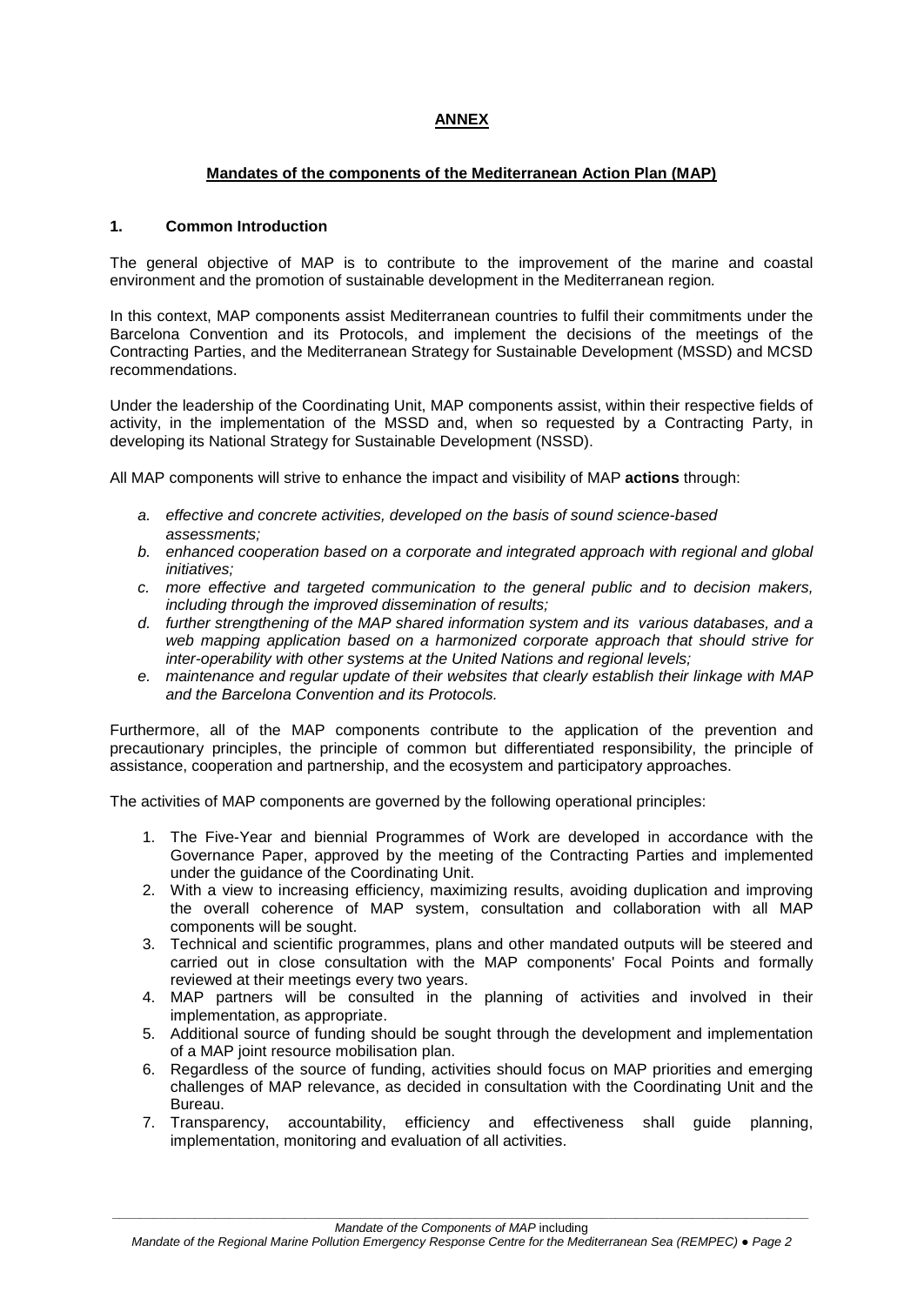**ANNEX**

**Mandates of the components of the Mediterranean Action Plan (MAP)**

## 1. Common Introduction

The general objective of MAP is to contribute to the improvement of the marine and coastal environment and the promotion of sustainable development in the Mediterranean region*.*

In this context, MAP components assist Mediterranean countries to fulfil their commitments under the Barcelona Convention and its Protocols, and implement the decisions of the meetings of the Contracting Parties, and the Mediterranean Strategy for Sustainable Development (MSSD) and MCSD recommendations.

Under the leadership of the Coordinating Unit, MAP components assist, within their respective fields of activity, in the implementation of the MSSD and, when so requested by a Contracting Party, in developing its National Strategy for Sustainable Development (NSSD).

All MAP components will strive to enhance the impact and visibility of MAP **actions** through:

- a. *effective and concrete activities, developed on the basis of sound science-based assessments;*
- b. *enhanced cooperation based on a corporate and integrated approach with regional and global initiatives;*
- c. *more effective and targeted communication to the general public and to decision makers, including through the improved dissemination of results;*
- d. *further strengthening of the MAP shared information system and its various databases, and a web mapping application based on a harmonized corporate approach that should strive for inter-operability with other systems at the United Nations and regional levels;*
- e. *maintenance and regular update of their websites that clearly establish their linkage with MAP and the Barcelona Convention and its Protocols.*

Furthermore, all of the MAP components contribute to the application of the prevention and precautionary principles, the principle of common but differentiated responsibility, the principle of assistance, cooperation and partnership, and the ecosystem and participatory approaches.

The activities of MAP components are governed by the following operational principles:

1. The Five-Year and biennial Programmes of Work are developed in accordance with the Governance Paper, approved by the meeting of the Contracting Parties and implemented under the guidance of the Coordinating Unit.
2. With a view to increasing efficiency, maximizing results, avoiding duplication and improving the overall coherence of MAP system, consultation and collaboration with all MAP components will be sought.
3. Technical and scientific programmes, plans and other mandated outputs will be steered and carried out in close consultation with the MAP components' Focal Points and formally reviewed at their meetings every two years.
4. MAP partners will be consulted in the planning of activities and involved in their implementation, as appropriate.
5. Additional source of funding should be sought through the development and implementation of a MAP joint resource mobilisation plan.
6. Regardless of the source of funding, activities should focus on MAP priorities and emerging challenges of MAP relevance, as decided in consultation with the Coordinating Unit and the Bureau.
7. Transparency, accountability, efficiency and effectiveness shall guide planning, implementation, monitoring and evaluation of all activities.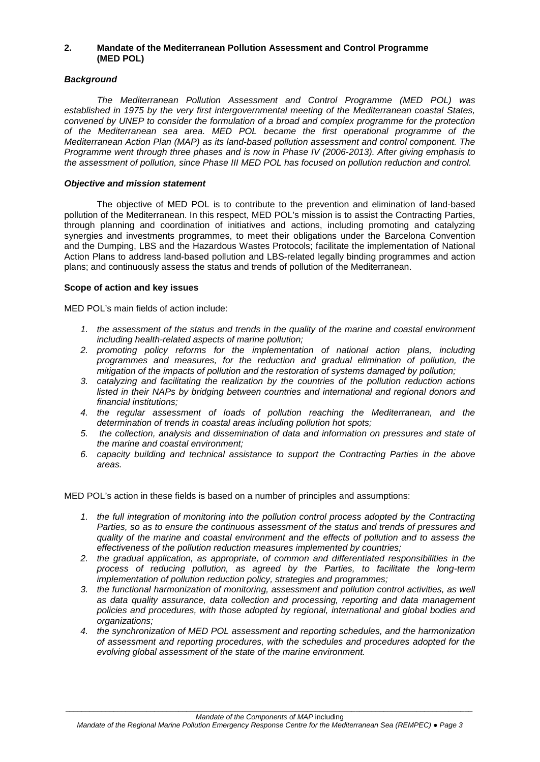## 2. Mandate of the Mediterranean Pollution Assessment and Control Programme (MED POL)

### *Background*

*The Mediterranean Pollution Assessment and Control Programme (MED POL) was established in 1975 by the very first intergovernmental meeting of the Mediterranean coastal States, convened by UNEP to consider the formulation of a broad and complex programme for the protection of the Mediterranean sea area. MED POL became the first operational programme of the Mediterranean Action Plan (MAP) as its land-based pollution assessment and control component. The Programme went through three phases and is now in Phase IV (2006-2013). After giving emphasis to the assessment of pollution, since Phase III MED POL has focused on pollution reduction and control.*

### *Objective and mission statement*

The objective of MED POL is to contribute to the prevention and elimination of land-based pollution of the Mediterranean. In this respect, MED POL's mission is to assist the Contracting Parties, through planning and coordination of initiatives and actions, including promoting and catalyzing synergies and investments programmes, to meet their obligations under the Barcelona Convention and the Dumping, LBS and the Hazardous Wastes Protocols; facilitate the implementation of National Action Plans to address land-based pollution and LBS-related legally binding programmes and action plans; and continuously assess the status and trends of pollution of the Mediterranean.

### Scope of action and key issues

MED POL's main fields of action include:

1. *the assessment of the status and trends in the quality of the marine and coastal environment including health-related aspects of marine pollution;*
2. *promoting policy reforms for the implementation of national action plans, including programmes and measures, for the reduction and gradual elimination of pollution, the mitigation of the impacts of pollution and the restoration of systems damaged by pollution;*
3. *catalyzing and facilitating the realization by the countries of the pollution reduction actions listed in their NAPs by bridging between countries and international and regional donors and financial institutions;*
4. *the regular assessment of loads of pollution reaching the Mediterranean, and the determination of trends in coastal areas including pollution hot spots;*
5. *the collection, analysis and dissemination of data and information on pressures and state of the marine and coastal environment;*
6. *capacity building and technical assistance to support the Contracting Parties in the above areas.*

MED POL's action in these fields is based on a number of principles and assumptions:

1. *the full integration of monitoring into the pollution control process adopted by the Contracting Parties, so as to ensure the continuous assessment of the status and trends of pressures and quality of the marine and coastal environment and the effects of pollution and to assess the effectiveness of the pollution reduction measures implemented by countries;*
2. *the gradual application, as appropriate, of common and differentiated responsibilities in the process of reducing pollution, as agreed by the Parties, to facilitate the long-term implementation of pollution reduction policy, strategies and programmes;*
3. *the functional harmonization of monitoring, assessment and pollution control activities, as well as data quality assurance, data collection and processing, reporting and data management policies and procedures, with those adopted by regional, international and global bodies and organizations;*
4. *the synchronization of MED POL assessment and reporting schedules, and the harmonization of assessment and reporting procedures, with the schedules and procedures adopted for the evolving global assessment of the state of the marine environment.*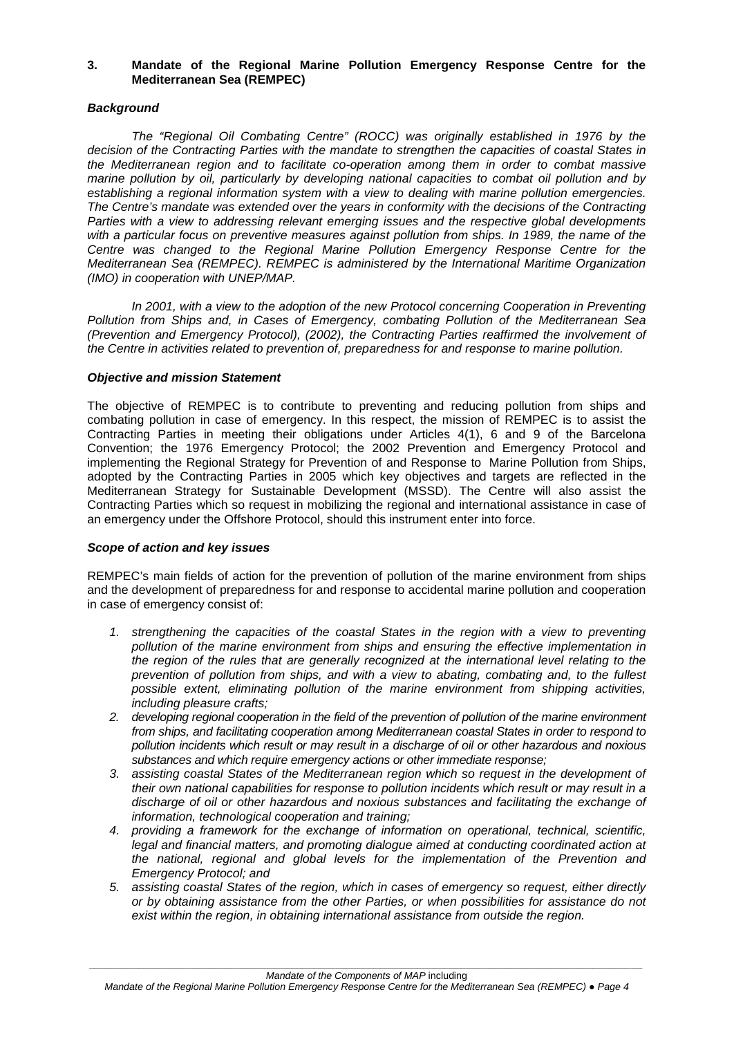### 3. Mandate of the Regional Marine Pollution Emergency Response Centre for the Mediterranean Sea (REMPEC)

***Background***

*The "Regional Oil Combating Centre" (ROCC) was originally established in 1976 by the decision of the Contracting Parties with the mandate to strengthen the capacities of coastal States in the Mediterranean region and to facilitate co-operation among them in order to combat massive marine pollution by oil, particularly by developing national capacities to combat oil pollution and by establishing a regional information system with a view to dealing with marine pollution emergencies. The Centre's mandate was extended over the years in conformity with the decisions of the Contracting Parties with a view to addressing relevant emerging issues and the respective global developments with a particular focus on preventive measures against pollution from ships. In 1989, the name of the Centre was changed to the Regional Marine Pollution Emergency Response Centre for the Mediterranean Sea (REMPEC). REMPEC is administered by the International Maritime Organization (IMO) in cooperation with UNEP/MAP.*

*In 2001, with a view to the adoption of the new Protocol concerning Cooperation in Preventing Pollution from Ships and, in Cases of Emergency, combating Pollution of the Mediterranean Sea (Prevention and Emergency Protocol), (2002), the Contracting Parties reaffirmed the involvement of the Centre in activities related to prevention of, preparedness for and response to marine pollution.*

***Objective and mission Statement***

The objective of REMPEC is to contribute to preventing and reducing pollution from ships and combating pollution in case of emergency. In this respect, the mission of REMPEC is to assist the Contracting Parties in meeting their obligations under Articles 4(1), 6 and 9 of the Barcelona Convention; the 1976 Emergency Protocol; the 2002 Prevention and Emergency Protocol and implementing the Regional Strategy for Prevention of and Response to Marine Pollution from Ships, adopted by the Contracting Parties in 2005 which key objectives and targets are reflected in the Mediterranean Strategy for Sustainable Development (MSSD). The Centre will also assist the Contracting Parties which so request in mobilizing the regional and international assistance in case of an emergency under the Offshore Protocol, should this instrument enter into force.

***Scope of action and key issues***

REMPEC's main fields of action for the prevention of pollution of the marine environment from ships and the development of preparedness for and response to accidental marine pollution and cooperation in case of emergency consist of:

1. *strengthening the capacities of the coastal States in the region with a view to preventing pollution of the marine environment from ships and ensuring the effective implementation in the region of the rules that are generally recognized at the international level relating to the prevention of pollution from ships, and with a view to abating, combating and, to the fullest possible extent, eliminating pollution of the marine environment from shipping activities, including pleasure crafts;*
2. *developing regional cooperation in the field of the prevention of pollution of the marine environment from ships, and facilitating cooperation among Mediterranean coastal States in order to respond to pollution incidents which result or may result in a discharge of oil or other hazardous and noxious substances and which require emergency actions or other immediate response;*
3. *assisting coastal States of the Mediterranean region which so request in the development of their own national capabilities for response to pollution incidents which result or may result in a discharge of oil or other hazardous and noxious substances and facilitating the exchange of information, technological cooperation and training;*
4. *providing a framework for the exchange of information on operational, technical, scientific, legal and financial matters, and promoting dialogue aimed at conducting coordinated action at the national, regional and global levels for the implementation of the Prevention and Emergency Protocol; and*
5. *assisting coastal States of the region, which in cases of emergency so request, either directly or by obtaining assistance from the other Parties, or when possibilities for assistance do not exist within the region, in obtaining international assistance from outside the region.*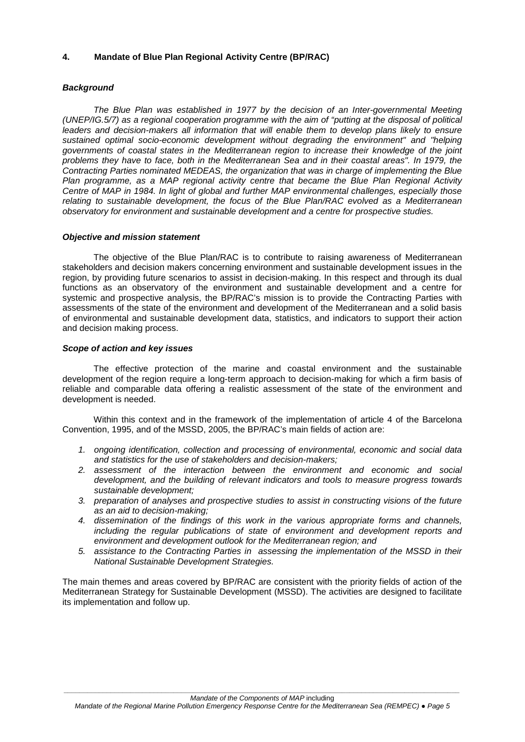## 4. Mandate of Blue Plan Regional Activity Centre (BP/RAC)

### *Background*

*The Blue Plan was established in 1977 by the decision of an Inter-governmental Meeting (UNEP/IG.5/7) as a regional cooperation programme with the aim of "putting at the disposal of political leaders and decision-makers all information that will enable them to develop plans likely to ensure sustained optimal socio-economic development without degrading the environment" and "helping governments of coastal states in the Mediterranean region to increase their knowledge of the joint problems they have to face, both in the Mediterranean Sea and in their coastal areas". In 1979, the Contracting Parties nominated MEDEAS, the organization that was in charge of implementing the Blue Plan programme, as a MAP regional activity centre that became the Blue Plan Regional Activity Centre of MAP in 1984. In light of global and further MAP environmental challenges, especially those relating to sustainable development, the focus of the Blue Plan/RAC evolved as a Mediterranean observatory for environment and sustainable development and a centre for prospective studies.*

### *Objective and mission statement*

The objective of the Blue Plan/RAC is to contribute to raising awareness of Mediterranean stakeholders and decision makers concerning environment and sustainable development issues in the region, by providing future scenarios to assist in decision-making. In this respect and through its dual functions as an observatory of the environment and sustainable development and a centre for systemic and prospective analysis, the BP/RAC's mission is to provide the Contracting Parties with assessments of the state of the environment and development of the Mediterranean and a solid basis of environmental and sustainable development data, statistics, and indicators to support their action and decision making process.

### *Scope of action and key issues*

The effective protection of the marine and coastal environment and the sustainable development of the region require a long-term approach to decision-making for which a firm basis of reliable and comparable data offering a realistic assessment of the state of the environment and development is needed.

Within this context and in the framework of the implementation of article 4 of the Barcelona Convention, 1995, and of the MSSD, 2005, the BP/RAC's main fields of action are:

1. *ongoing identification, collection and processing of environmental, economic and social data and statistics for the use of stakeholders and decision-makers;*
2. *assessment of the interaction between the environment and economic and social development, and the building of relevant indicators and tools to measure progress towards sustainable development;*
3. *preparation of analyses and prospective studies to assist in constructing visions of the future as an aid to decision-making;*
4. *dissemination of the findings of this work in the various appropriate forms and channels, including the regular publications of state of environment and development reports and environment and development outlook for the Mediterranean region; and*
5. *assistance to the Contracting Parties in assessing the implementation of the MSSD in their National Sustainable Development Strategies.*

The main themes and areas covered by BP/RAC are consistent with the priority fields of action of the Mediterranean Strategy for Sustainable Development (MSSD). The activities are designed to facilitate its implementation and follow up.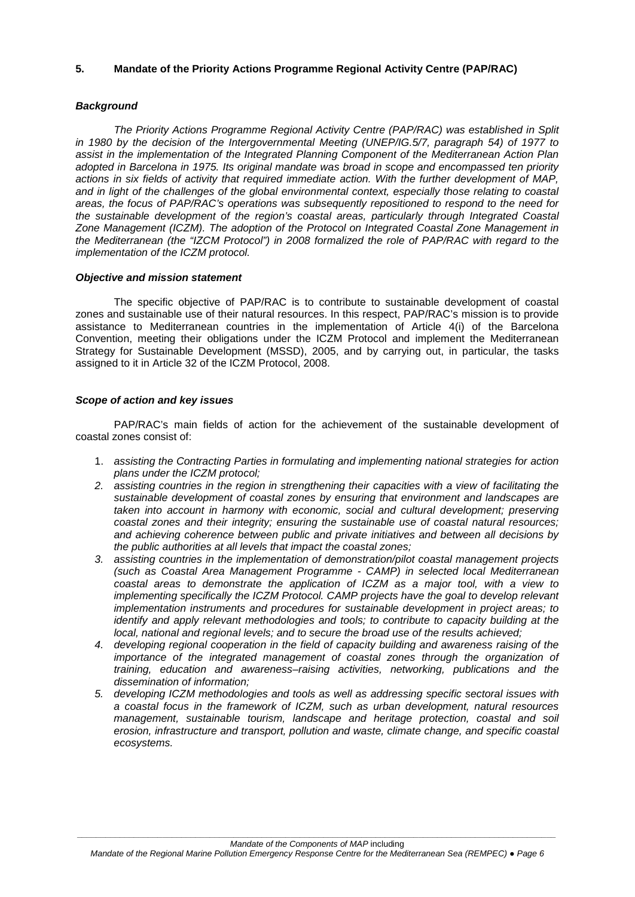## 5. Mandate of the Priority Actions Programme Regional Activity Centre (PAP/RAC)

### *Background*

*The Priority Actions Programme Regional Activity Centre (PAP/RAC) was established in Split in 1980 by the decision of the Intergovernmental Meeting (UNEP/IG.5/7, paragraph 54) of 1977 to assist in the implementation of the Integrated Planning Component of the Mediterranean Action Plan adopted in Barcelona in 1975. Its original mandate was broad in scope and encompassed ten priority actions in six fields of activity that required immediate action. With the further development of MAP, and in light of the challenges of the global environmental context, especially those relating to coastal areas, the focus of PAP/RAC's operations was subsequently repositioned to respond to the need for the sustainable development of the region's coastal areas, particularly through Integrated Coastal Zone Management (ICZM). The adoption of the Protocol on Integrated Coastal Zone Management in the Mediterranean (the "IZCM Protocol") in 2008 formalized the role of PAP/RAC with regard to the implementation of the ICZM protocol.*

### *Objective and mission statement*

The specific objective of PAP/RAC is to contribute to sustainable development of coastal zones and sustainable use of their natural resources. In this respect, PAP/RAC's mission is to provide assistance to Mediterranean countries in the implementation of Article 4(i) of the Barcelona Convention, meeting their obligations under the ICZM Protocol and implement the Mediterranean Strategy for Sustainable Development (MSSD), 2005, and by carrying out, in particular, the tasks assigned to it in Article 32 of the ICZM Protocol, 2008.

### *Scope of action and key issues*

PAP/RAC's main fields of action for the achievement of the sustainable development of coastal zones consist of:

1. *assisting the Contracting Parties in formulating and implementing national strategies for action plans under the ICZM protocol;*
2. *assisting countries in the region in strengthening their capacities with a view of facilitating the sustainable development of coastal zones by ensuring that environment and landscapes are taken into account in harmony with economic, social and cultural development; preserving coastal zones and their integrity; ensuring the sustainable use of coastal natural resources; and achieving coherence between public and private initiatives and between all decisions by the public authorities at all levels that impact the coastal zones;*
3. *assisting countries in the implementation of demonstration/pilot coastal management projects (such as Coastal Area Management Programme - CAMP) in selected local Mediterranean coastal areas to demonstrate the application of ICZM as a major tool, with a view to implementing specifically the ICZM Protocol. CAMP projects have the goal to develop relevant implementation instruments and procedures for sustainable development in project areas; to identify and apply relevant methodologies and tools; to contribute to capacity building at the local, national and regional levels; and to secure the broad use of the results achieved;*
4. *developing regional cooperation in the field of capacity building and awareness raising of the importance of the integrated management of coastal zones through the organization of training, education and awareness–raising activities, networking, publications and the dissemination of information;*
5. *developing ICZM methodologies and tools as well as addressing specific sectoral issues with a coastal focus in the framework of ICZM, such as urban development, natural resources management, sustainable tourism, landscape and heritage protection, coastal and soil erosion, infrastructure and transport, pollution and waste, climate change, and specific coastal ecosystems.*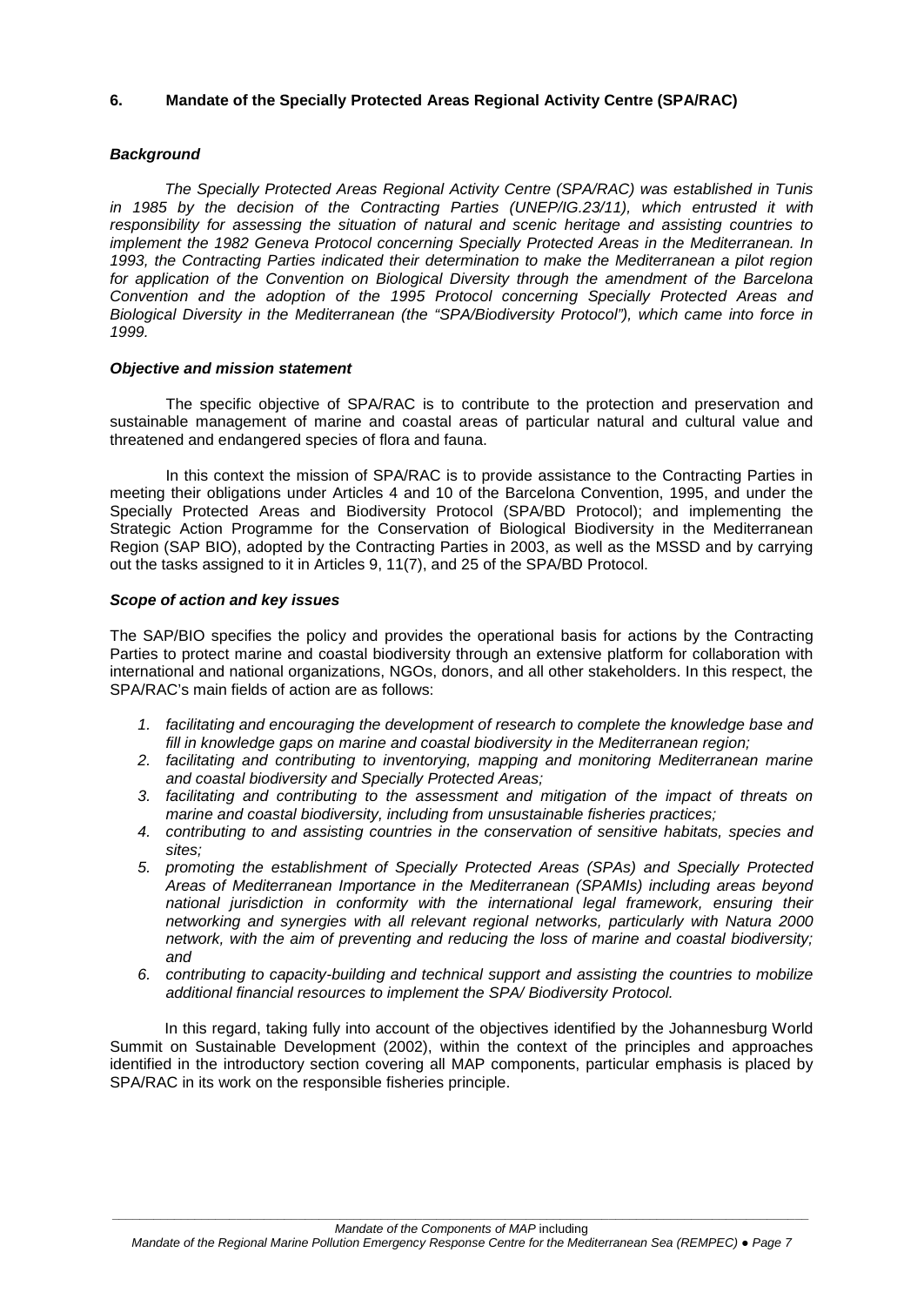## 6. Mandate of the Specially Protected Areas Regional Activity Centre (SPA/RAC)

***Background***

*The Specially Protected Areas Regional Activity Centre (SPA/RAC) was established in Tunis in 1985 by the decision of the Contracting Parties (UNEP/IG.23/11), which entrusted it with responsibility for assessing the situation of natural and scenic heritage and assisting countries to implement the 1982 Geneva Protocol concerning Specially Protected Areas in the Mediterranean. In 1993, the Contracting Parties indicated their determination to make the Mediterranean a pilot region for application of the Convention on Biological Diversity through the amendment of the Barcelona Convention and the adoption of the 1995 Protocol concerning Specially Protected Areas and Biological Diversity in the Mediterranean (the "SPA/Biodiversity Protocol"), which came into force in 1999.*

***Objective and mission statement***

The specific objective of SPA/RAC is to contribute to the protection and preservation and sustainable management of marine and coastal areas of particular natural and cultural value and threatened and endangered species of flora and fauna.

In this context the mission of SPA/RAC is to provide assistance to the Contracting Parties in meeting their obligations under Articles 4 and 10 of the Barcelona Convention, 1995, and under the Specially Protected Areas and Biodiversity Protocol (SPA/BD Protocol); and implementing the Strategic Action Programme for the Conservation of Biological Biodiversity in the Mediterranean Region (SAP BIO), adopted by the Contracting Parties in 2003, as well as the MSSD and by carrying out the tasks assigned to it in Articles 9, 11(7), and 25 of the SPA/BD Protocol.

***Scope of action and key issues***

The SAP/BIO specifies the policy and provides the operational basis for actions by the Contracting Parties to protect marine and coastal biodiversity through an extensive platform for collaboration with international and national organizations, NGOs, donors, and all other stakeholders. In this respect, the SPA/RAC's main fields of action are as follows:

1. *facilitating and encouraging the development of research to complete the knowledge base and fill in knowledge gaps on marine and coastal biodiversity in the Mediterranean region;*
2. *facilitating and contributing to inventorying, mapping and monitoring Mediterranean marine and coastal biodiversity and Specially Protected Areas;*
3. *facilitating and contributing to the assessment and mitigation of the impact of threats on marine and coastal biodiversity, including from unsustainable fisheries practices;*
4. *contributing to and assisting countries in the conservation of sensitive habitats, species and sites;*
5. *promoting the establishment of Specially Protected Areas (SPAs) and Specially Protected Areas of Mediterranean Importance in the Mediterranean (SPAMIs) including areas beyond national jurisdiction in conformity with the international legal framework, ensuring their networking and synergies with all relevant regional networks, particularly with Natura 2000 network, with the aim of preventing and reducing the loss of marine and coastal biodiversity; and*
6. *contributing to capacity-building and technical support and assisting the countries to mobilize additional financial resources to implement the SPA/ Biodiversity Protocol.*

In this regard, taking fully into account of the objectives identified by the Johannesburg World Summit on Sustainable Development (2002), within the context of the principles and approaches identified in the introductory section covering all MAP components, particular emphasis is placed by SPA/RAC in its work on the responsible fisheries principle.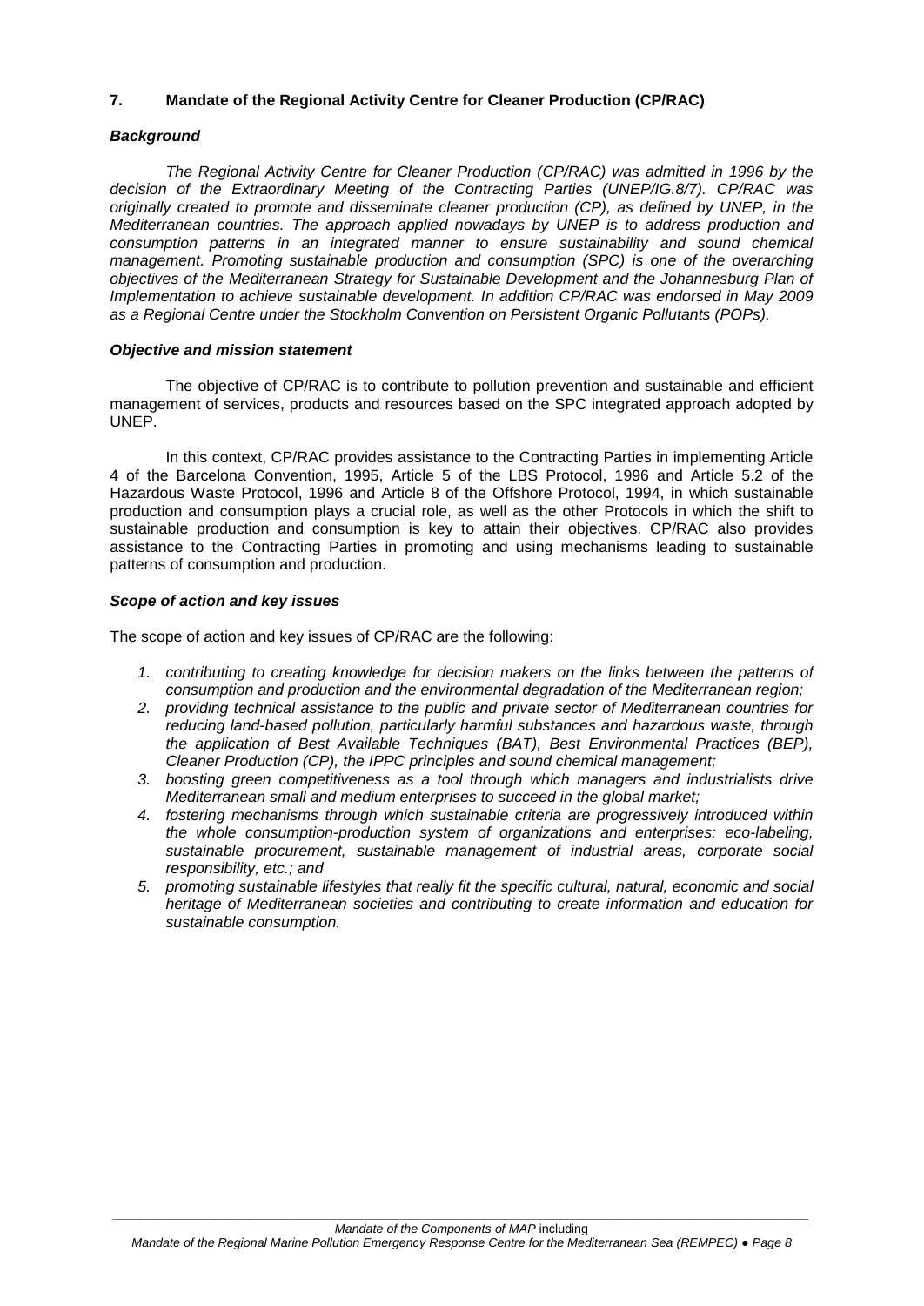## 7. Mandate of the Regional Activity Centre for Cleaner Production (CP/RAC)

### *Background*

*The Regional Activity Centre for Cleaner Production (CP/RAC) was admitted in 1996 by the decision of the Extraordinary Meeting of the Contracting Parties (UNEP/IG.8/7). CP/RAC was originally created to promote and disseminate cleaner production (CP), as defined by UNEP, in the Mediterranean countries. The approach applied nowadays by UNEP is to address production and consumption patterns in an integrated manner to ensure sustainability and sound chemical management. Promoting sustainable production and consumption (SPC) is one of the overarching objectives of the Mediterranean Strategy for Sustainable Development and the Johannesburg Plan of Implementation to achieve sustainable development. In addition CP/RAC was endorsed in May 2009 as a Regional Centre under the Stockholm Convention on Persistent Organic Pollutants (POPs).*

### *Objective and mission statement*

The objective of CP/RAC is to contribute to pollution prevention and sustainable and efficient management of services, products and resources based on the SPC integrated approach adopted by UNEP.

In this context, CP/RAC provides assistance to the Contracting Parties in implementing Article 4 of the Barcelona Convention, 1995, Article 5 of the LBS Protocol, 1996 and Article 5.2 of the Hazardous Waste Protocol, 1996 and Article 8 of the Offshore Protocol, 1994, in which sustainable production and consumption plays a crucial role, as well as the other Protocols in which the shift to sustainable production and consumption is key to attain their objectives. CP/RAC also provides assistance to the Contracting Parties in promoting and using mechanisms leading to sustainable patterns of consumption and production.

### *Scope of action and key issues*

The scope of action and key issues of CP/RAC are the following:

1. *contributing to creating knowledge for decision makers on the links between the patterns of consumption and production and the environmental degradation of the Mediterranean region;*
2. *providing technical assistance to the public and private sector of Mediterranean countries for reducing land-based pollution, particularly harmful substances and hazardous waste, through the application of Best Available Techniques (BAT), Best Environmental Practices (BEP), Cleaner Production (CP), the IPPC principles and sound chemical management;*
3. *boosting green competitiveness as a tool through which managers and industrialists drive Mediterranean small and medium enterprises to succeed in the global market;*
4. *fostering mechanisms through which sustainable criteria are progressively introduced within the whole consumption-production system of organizations and enterprises: eco-labeling, sustainable procurement, sustainable management of industrial areas, corporate social responsibility, etc.; and*
5. *promoting sustainable lifestyles that really fit the specific cultural, natural, economic and social heritage of Mediterranean societies and contributing to create information and education for sustainable consumption.*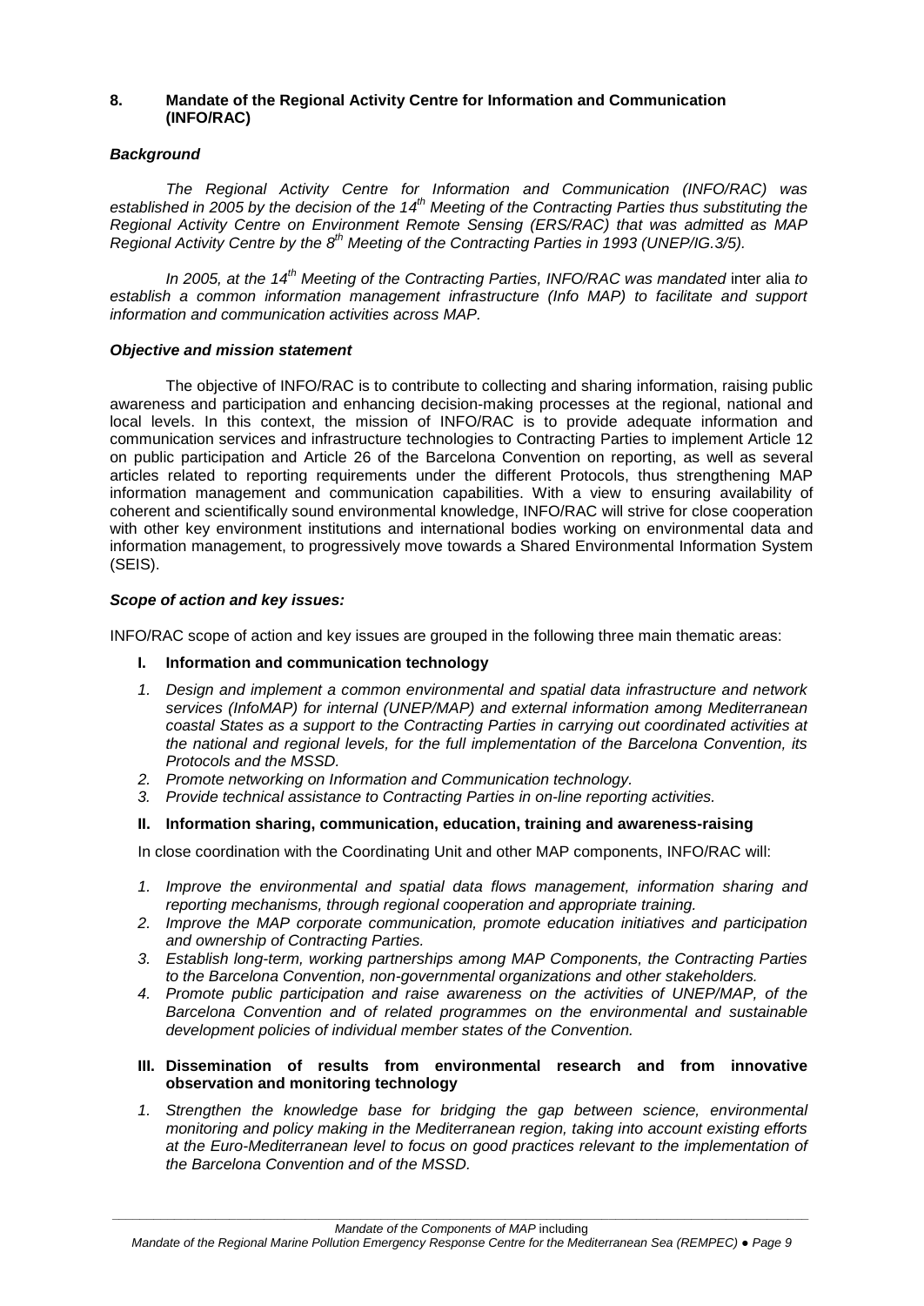## 8. Mandate of the Regional Activity Centre for Information and Communication (INFO/RAC)

***Background***

*The Regional Activity Centre for Information and Communication (INFO/RAC) was established in 2005 by the decision of the 14th Meeting of the Contracting Parties thus substituting the Regional Activity Centre on Environment Remote Sensing (ERS/RAC) that was admitted as MAP Regional Activity Centre by the 8th Meeting of the Contracting Parties in 1993 (UNEP/IG.3/5).*

*In 2005, at the 14th Meeting of the Contracting Parties, INFO/RAC was mandated* inter alia *to establish a common information management infrastructure (Info MAP) to facilitate and support information and communication activities across MAP.*

***Objective and mission statement***

The objective of INFO/RAC is to contribute to collecting and sharing information, raising public awareness and participation and enhancing decision-making processes at the regional, national and local levels. In this context, the mission of INFO/RAC is to provide adequate information and communication services and infrastructure technologies to Contracting Parties to implement Article 12 on public participation and Article 26 of the Barcelona Convention on reporting, as well as several articles related to reporting requirements under the different Protocols, thus strengthening MAP information management and communication capabilities. With a view to ensuring availability of coherent and scientifically sound environmental knowledge, INFO/RAC will strive for close cooperation with other key environment institutions and international bodies working on environmental data and information management, to progressively move towards a Shared Environmental Information System (SEIS).

***Scope of action and key issues:***

INFO/RAC scope of action and key issues are grouped in the following three main thematic areas:

**I. Information and communication technology**

1. *Design and implement a common environmental and spatial data infrastructure and network services (InfoMAP) for internal (UNEP/MAP) and external information among Mediterranean coastal States as a support to the Contracting Parties in carrying out coordinated activities at the national and regional levels, for the full implementation of the Barcelona Convention, its Protocols and the MSSD.*
2. *Promote networking on Information and Communication technology.*
3. *Provide technical assistance to Contracting Parties in on-line reporting activities.*

**II. Information sharing, communication, education, training and awareness-raising**

In close coordination with the Coordinating Unit and other MAP components, INFO/RAC will:

1. *Improve the environmental and spatial data flows management, information sharing and reporting mechanisms, through regional cooperation and appropriate training.*
2. *Improve the MAP corporate communication, promote education initiatives and participation and ownership of Contracting Parties.*
3. *Establish long-term, working partnerships among MAP Components, the Contracting Parties to the Barcelona Convention, non-governmental organizations and other stakeholders.*
4. *Promote public participation and raise awareness on the activities of UNEP/MAP, of the Barcelona Convention and of related programmes on the environmental and sustainable development policies of individual member states of the Convention.*

**III. Dissemination of results from environmental research and from innovative observation and monitoring technology**

1. *Strengthen the knowledge base for bridging the gap between science, environmental monitoring and policy making in the Mediterranean region, taking into account existing efforts at the Euro-Mediterranean level to focus on good practices relevant to the implementation of the Barcelona Convention and of the MSSD.*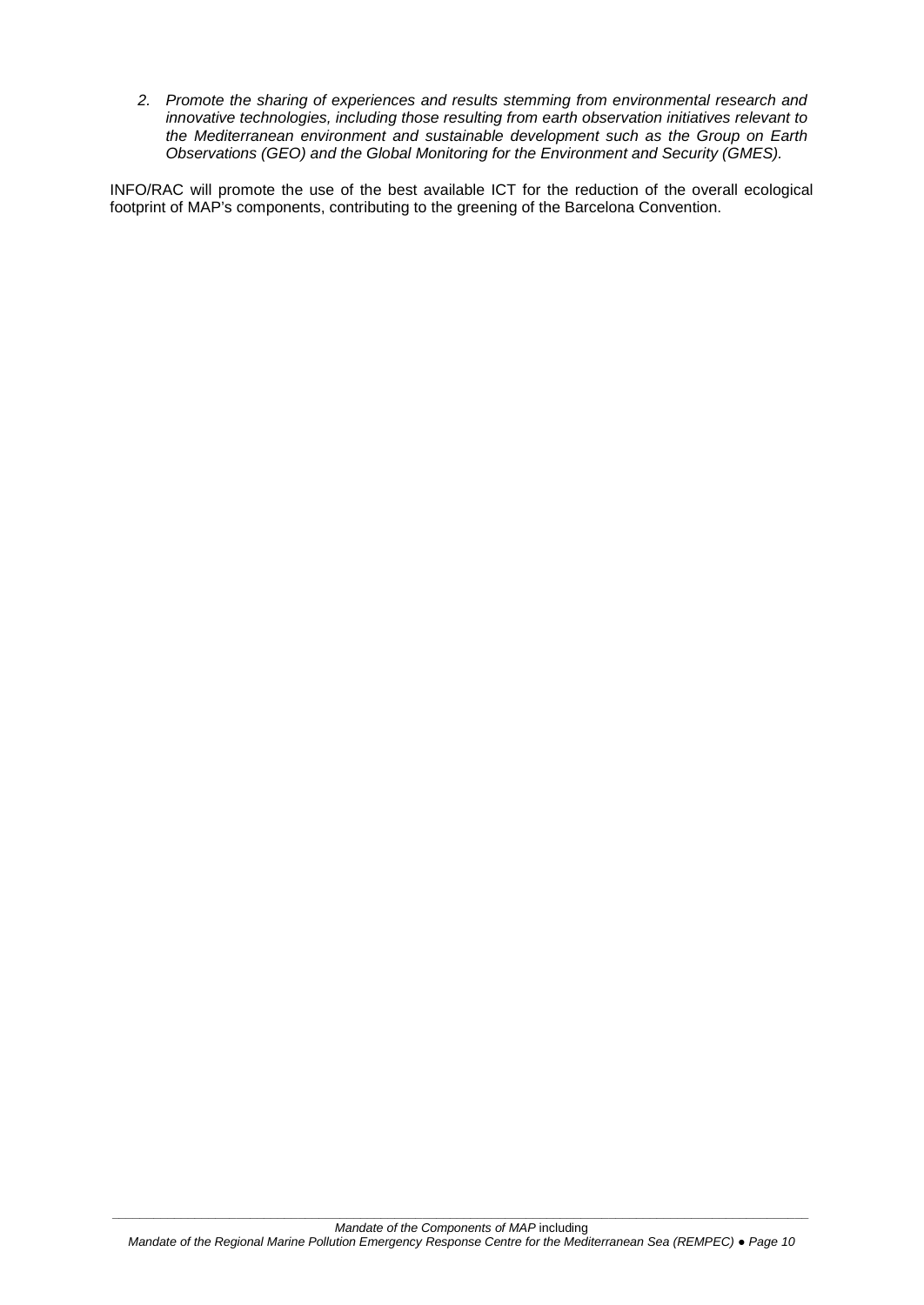2. *Promote the sharing of experiences and results stemming from environmental research and innovative technologies, including those resulting from earth observation initiatives relevant to the Mediterranean environment and sustainable development such as the Group on Earth Observations (GEO) and the Global Monitoring for the Environment and Security (GMES).*

INFO/RAC will promote the use of the best available ICT for the reduction of the overall ecological footprint of MAP's components, contributing to the greening of the Barcelona Convention.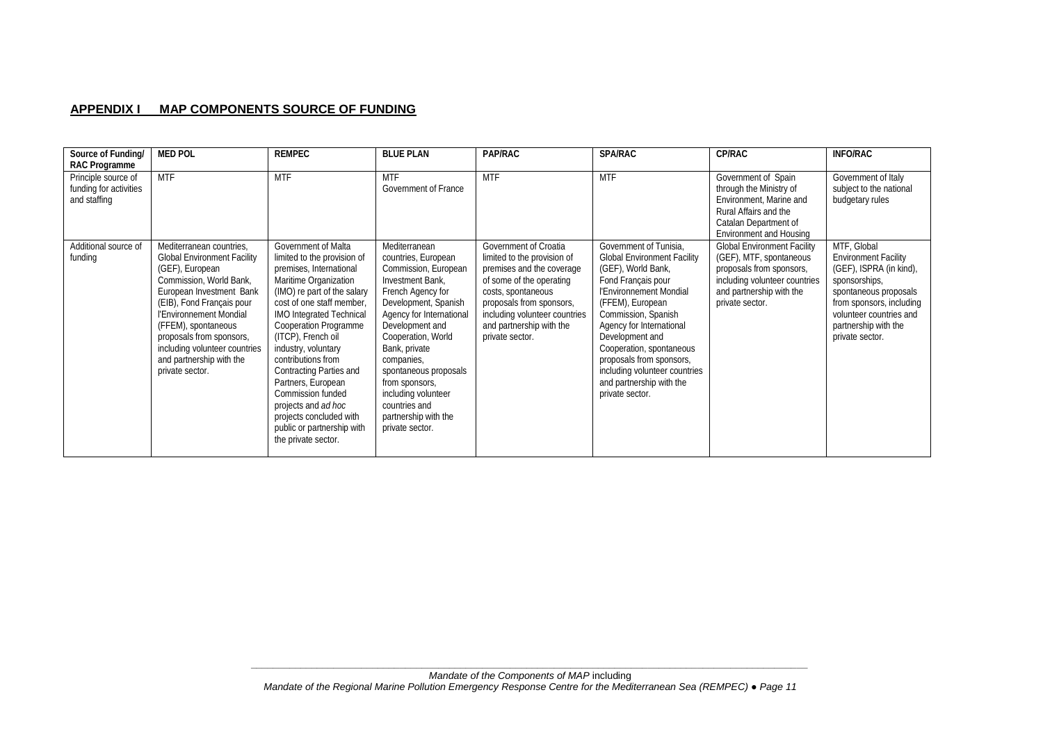## APPENDIX I MAP COMPONENTS SOURCE OF FUNDING

| Source of Funding/ RAC Programme | MED POL | REMPEC | BLUE PLAN | PAP/RAC | SPA/RAC | CP/RAC | INFO/RAC |
|---|---|---|---|---|---|---|---|
| Principle source of funding for activities and staffing | MTF | MTF | MTF<br>Government of France | MTF | MTF | Government of Spain through the Ministry of Environment, Marine and Rural Affairs and the Catalan Department of Environment and Housing | Government of Italy subject to the national budgetary rules |
| Additional source of funding | Mediterranean countries, Global Environment Facility (GEF), European Commission, World Bank, European Investment Bank (EIB), Fond Français pour l'Environnement Mondial (FFEM), spontaneous proposals from sponsors, including volunteer countries and partnership with the private sector. | Government of Malta limited to the provision of premises, International Maritime Organization (IMO) re part of the salary cost of one staff member, IMO Integrated Technical Cooperation Programme (ITCP), French oil industry, voluntary contributions from Contracting Parties and Partners, European Commission funded projects and *ad hoc* projects concluded with public or partnership with the private sector. | Mediterranean countries, European Commission, European Investment Bank, French Agency for Development, Spanish Agency for International Development and Cooperation, World Bank, private companies, spontaneous proposals from sponsors, including volunteer countries and partnership with the private sector. | Government of Croatia limited to the provision of premises and the coverage of some of the operating costs, spontaneous proposals from sponsors, including volunteer countries and partnership with the private sector. | Government of Tunisia, Global Environment Facility (GEF), World Bank, Fond Français pour l'Environnement Mondial (FFEM), European Commission, Spanish Agency for International Development and Cooperation, spontaneous proposals from sponsors, including volunteer countries and partnership with the private sector. | Global Environment Facility (GEF), MTF, spontaneous proposals from sponsors, including volunteer countries and partnership with the private sector. | MTF, Global Environment Facility (GEF), ISPRA (in kind), sponsorships, spontaneous proposals from sponsors, including volunteer countries and partnership with the private sector. |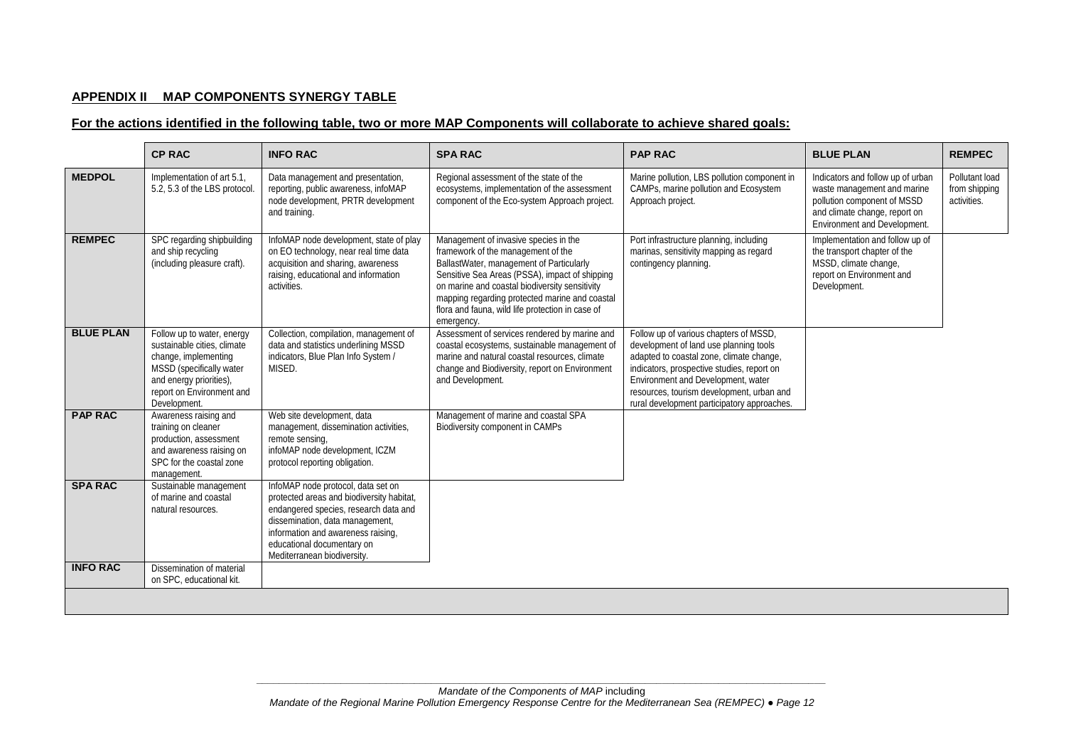**APPENDIX II MAP COMPONENTS SYNERGY TABLE**

**For the actions identified in the following table, two or more MAP Components will collaborate to achieve shared goals:**

| | CP RAC | INFO RAC | SPA RAC | PAP RAC | BLUE PLAN | REMPEC |
|---|---|---|---|---|---|---|
| **MEDPOL** | Implementation of art 5.1, 5.2, 5.3 of the LBS protocol. | Data management and presentation, reporting, public awareness, infoMAP node development, PRTR development and training. | Regional assessment of the state of the ecosystems, implementation of the assessment component of the Eco-system Approach project. | Marine pollution, LBS pollution component in CAMPs, marine pollution and Ecosystem Approach project. | Indicators and follow up of urban waste management and marine pollution component of MSSD and climate change, report on Environment and Development. | Pollutant load from shipping activities. |
| **REMPEC** | SPC regarding shipbuilding and ship recycling (including pleasure craft). | InfoMAP node development, state of play on EO technology, near real time data acquisition and sharing, awareness raising, educational and information activities. | Management of invasive species in the framework of the management of the BallastWater, management of Particularly Sensitive Sea Areas (PSSA), impact of shipping on marine and coastal biodiversity sensitivity mapping regarding protected marine and coastal flora and fauna, wild life protection in case of emergency. | Port infrastructure planning, including marinas, sensitivity mapping as regard contingency planning. | Implementation and follow up of the transport chapter of the MSSD, climate change, report on Environment and Development. | |
| **BLUE PLAN** | Follow up to water, energy sustainable cities, climate change, implementing MSSD (specifically water and energy priorities), report on Environment and Development. | Collection, compilation, management of data and statistics underlining MSSD indicators, Blue Plan Info System / MISED. | Assessment of services rendered by marine and coastal ecosystems, sustainable management of marine and natural coastal resources, climate change and Biodiversity, report on Environment and Development. | Follow up of various chapters of MSSD, development of land use planning tools adapted to coastal zone, climate change, indicators, prospective studies, report on Environment and Development, water resources, tourism development, urban and rural development participatory approaches. | | |
| **PAP RAC** | Awareness raising and training on cleaner production, assessment and awareness raising on SPC for the coastal zone management. | Web site development, data management, dissemination activities, remote sensing, infoMAP node development, ICZM protocol reporting obligation. | Management of marine and coastal SPA Biodiversity component in CAMPs | | | |
| **SPA RAC** | Sustainable management of marine and coastal natural resources. | InfoMAP node protocol, data set on protected areas and biodiversity habitat, endangered species, research data and dissemination, data management, information and awareness raising, educational documentary on Mediterranean biodiversity. | | | | |
| **INFO RAC** | Dissemination of material on SPC, educational kit. | | | | | |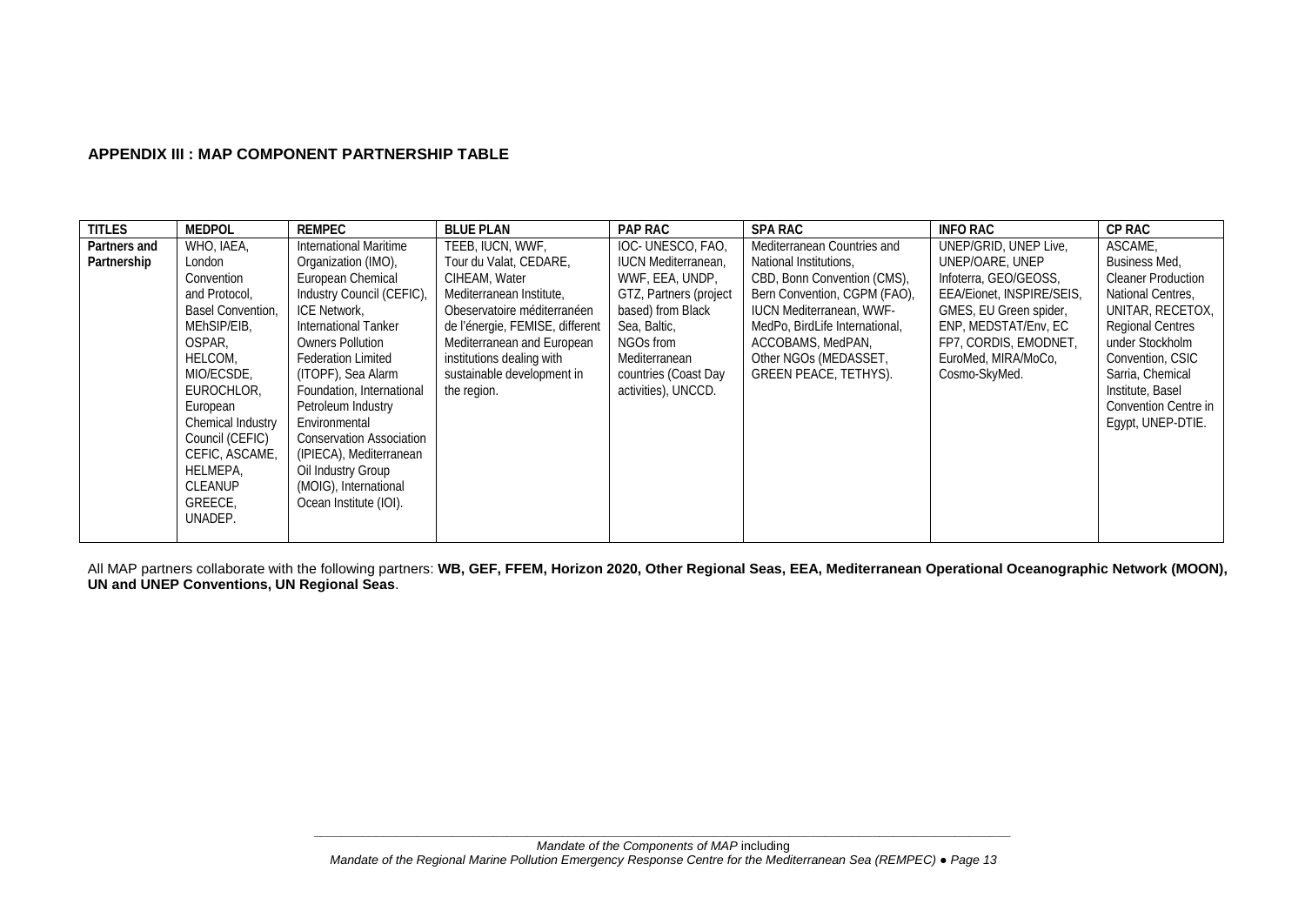## APPENDIX III : MAP COMPONENT PARTNERSHIP TABLE

| TITLES | MEDPOL | REMPEC | BLUE PLAN | PAP RAC | SPA RAC | INFO RAC | CP RAC |
|---|---|---|---|---|---|---|---|
| Partners and Partnership | WHO, IAEA, London Convention and Protocol, Basel Convention, MEhSIP/EIB, OSPAR, HELCOM, MIO/ECSDE, EUROCHLOR, European Chemical Industry Council (CEFIC) CEFIC, ASCAME, HELMEPA, CLEANUP GREECE, UNADEP. | International Maritime Organization (IMO), European Chemical Industry Council (CEFIC), ICE Network, International Tanker Owners Pollution Federation Limited (ITOPF), Sea Alarm Foundation, International Petroleum Industry Environmental Conservation Association (IPIECA), Mediterranean Oil Industry Group (MOIG), International Ocean Institute (IOI). | TEEB, IUCN, WWF, Tour du Valat, CEDARE, CIHEAM, Water Mediterranean Institute, Obeservatoire méditerranéen de l'énergie, FEMISE, different Mediterranean and European institutions dealing with sustainable development in the region. | IOC- UNESCO, FAO, IUCN Mediterranean, WWF, EEA, UNDP, GTZ, Partners (project based) from Black Sea, Baltic, NGOs from Mediterranean countries (Coast Day activities), UNCCD. | Mediterranean Countries and National Institutions, CBD, Bonn Convention (CMS), Bern Convention, CGPM (FAO), IUCN Mediterranean, WWF-MedPo, BirdLife International, ACCOBAMS, MedPAN, Other NGOs (MEDASSET, GREEN PEACE, TETHYS). | UNEP/GRID, UNEP Live, UNEP/OARE, UNEP Infoterra, GEO/GEOSS, EEA/Eionet, INSPIRE/SEIS, GMES, EU Green spider, ENP, MEDSTAT/Env, EC FP7, CORDIS, EMODNET, EuroMed, MIRA/MoCo, Cosmo-SkyMed. | ASCAME, Business Med, Cleaner Production National Centres, UNITAR, RECETOX, Regional Centres under Stockholm Convention, CSIC Sarria, Chemical Institute, Basel Convention Centre in Egypt, UNEP-DTIE. |

All MAP partners collaborate with the following partners: **WB, GEF, FFEM, Horizon 2020, Other Regional Seas, EEA, Mediterranean Operational Oceanographic Network (MOON), UN and UNEP Conventions, UN Regional Seas**.